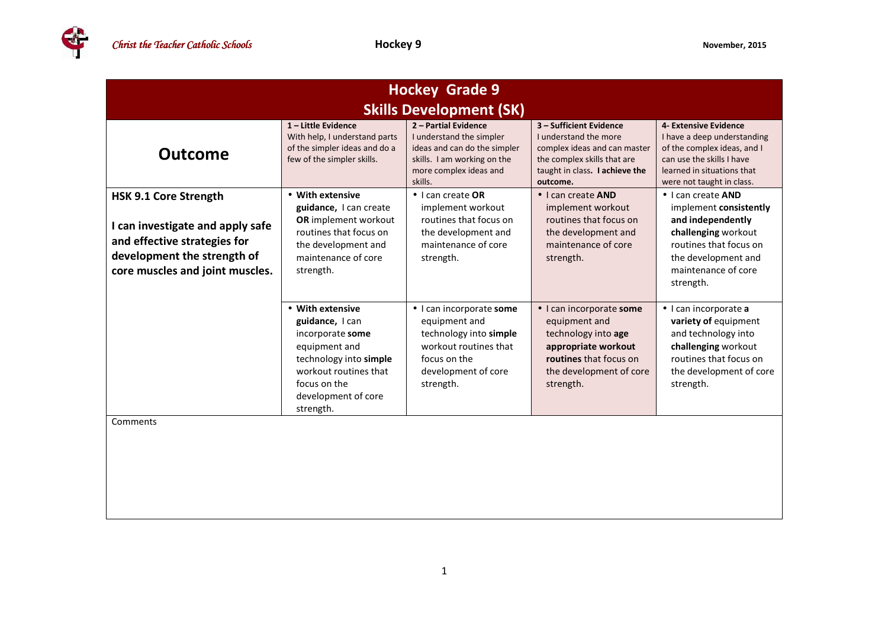# Hockey Grade 9
## Skills Development (SK)

| Outcome | 1 – Little Evidence<br>With help, I understand parts of the simpler ideas and do a few of the simpler skills. | 2 – Partial Evidence<br>I understand the simpler ideas and can do the simpler skills. I am working on the more complex ideas and skills. | 3 – Sufficient Evidence<br>I understand the more complex ideas and can master the complex skills that are taught in class. **I achieve the outcome.** | 4- Extensive Evidence<br>I have a deep understanding of the complex ideas, and I can use the skills I have learned in situations that were not taught in class. |
|---|---|---|---|---|
| **HSK 9.1 Core Strength**<br><br>**I can investigate and apply safe and effective strategies for development the strength of core muscles and joint muscles.** | • **With extensive guidance,** I can create **OR** implement workout routines that focus on the development and maintenance of core strength. | • I can create **OR** implement workout routines that focus on the development and maintenance of core strength. | • I can create **AND** implement workout routines that focus on the development and maintenance of core strength. | • I can create **AND** implement **consistently and independently challenging** workout routines that focus on the development and maintenance of core strength. |
| | • **With extensive guidance,** I can incorporate **some** equipment and technology into **simple** workout routines that focus on the development of core strength. | • I can incorporate **some** equipment and technology into **simple** workout routines that focus on the development of core strength. | • I can incorporate **some** equipment and technology into **age appropriate workout routines** that focus on the development of core strength. | • I can incorporate **a variety of** equipment and technology into **challenging** workout routines that focus on the development of core strength. |
| Comments | | | | |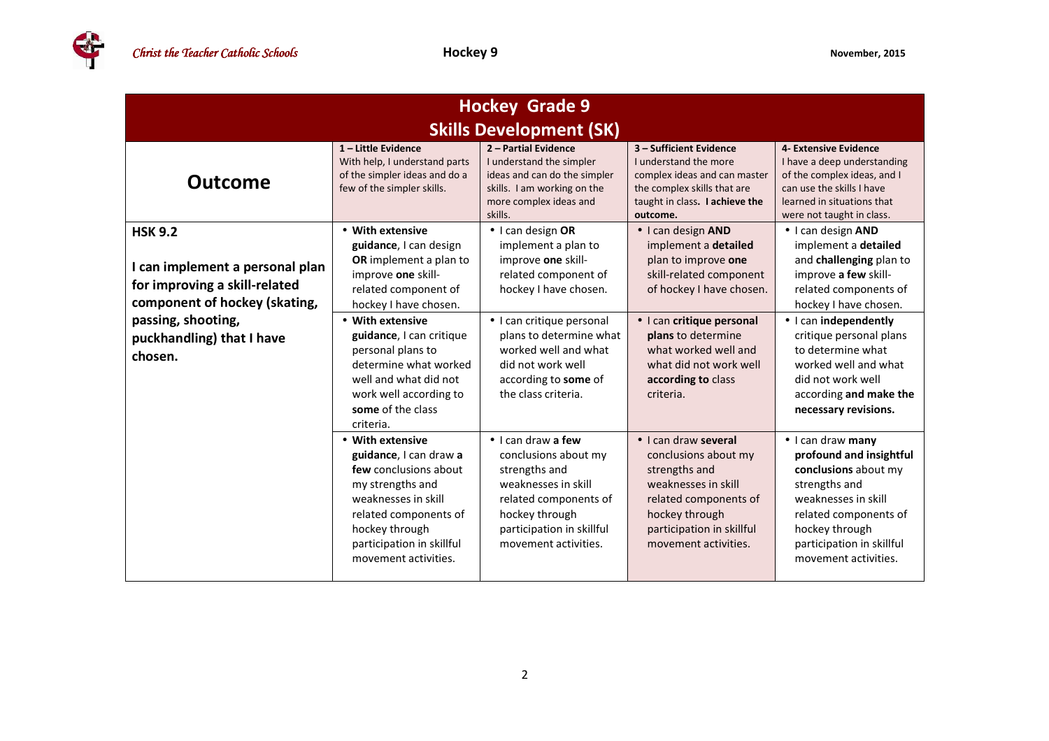| Hockey Grade 9<br>Skills Development (SK) | | | | |
|---|---|---|---|---|
| **Outcome** | **1 – Little Evidence**<br>With help, I understand parts of the simpler ideas and do a few of the simpler skills. | **2 – Partial Evidence**<br>I understand the simpler ideas and can do the simpler skills. I am working on the more complex ideas and skills. | **3 – Sufficient Evidence**<br>I understand the more complex ideas and can master the complex skills that are taught in class. **I achieve the outcome.** | **4- Extensive Evidence**<br>I have a deep understanding of the complex ideas, and I can use the skills I have learned in situations that were not taught in class. |
| **HSK 9.2**<br><br>**I can implement a personal plan for improving a skill-related component of hockey (skating, passing, shooting, puckhandling) that I have chosen.** | • **With extensive guidance**, I can design **OR** implement a plan to improve **one** skill-related component of hockey I have chosen. | • I can design **OR** implement a plan to improve **one** skill-related component of hockey I have chosen. | • I can design **AND** implement a **detailed** plan to improve **one** skill-related component of hockey I have chosen. | • I can design **AND** implement a **detailed** and **challenging** plan to improve **a few** skill-related components of hockey I have chosen. |
| | • **With extensive guidance**, I can critique personal plans to determine what worked well and what did not work well according to **some** of the class criteria. | • I can critique personal plans to determine what worked well and what did not work well according to **some** of the class criteria. | • I can **critique personal plans** to determine what worked well and what did not work well **according to** class criteria. | • I can **independently** critique personal plans to determine what worked well and what did not work well according **and make the necessary revisions.** |
| | • **With extensive guidance**, I can draw **a few** conclusions about my strengths and weaknesses in skill related components of hockey through participation in skillful movement activities. | • I can draw **a few** conclusions about my strengths and weaknesses in skill related components of hockey through participation in skillful movement activities. | • I can draw **several** conclusions about my strengths and weaknesses in skill related components of hockey through participation in skillful movement activities. | • I can draw **many profound and insightful conclusions** about my strengths and weaknesses in skill related components of hockey through participation in skillful movement activities. |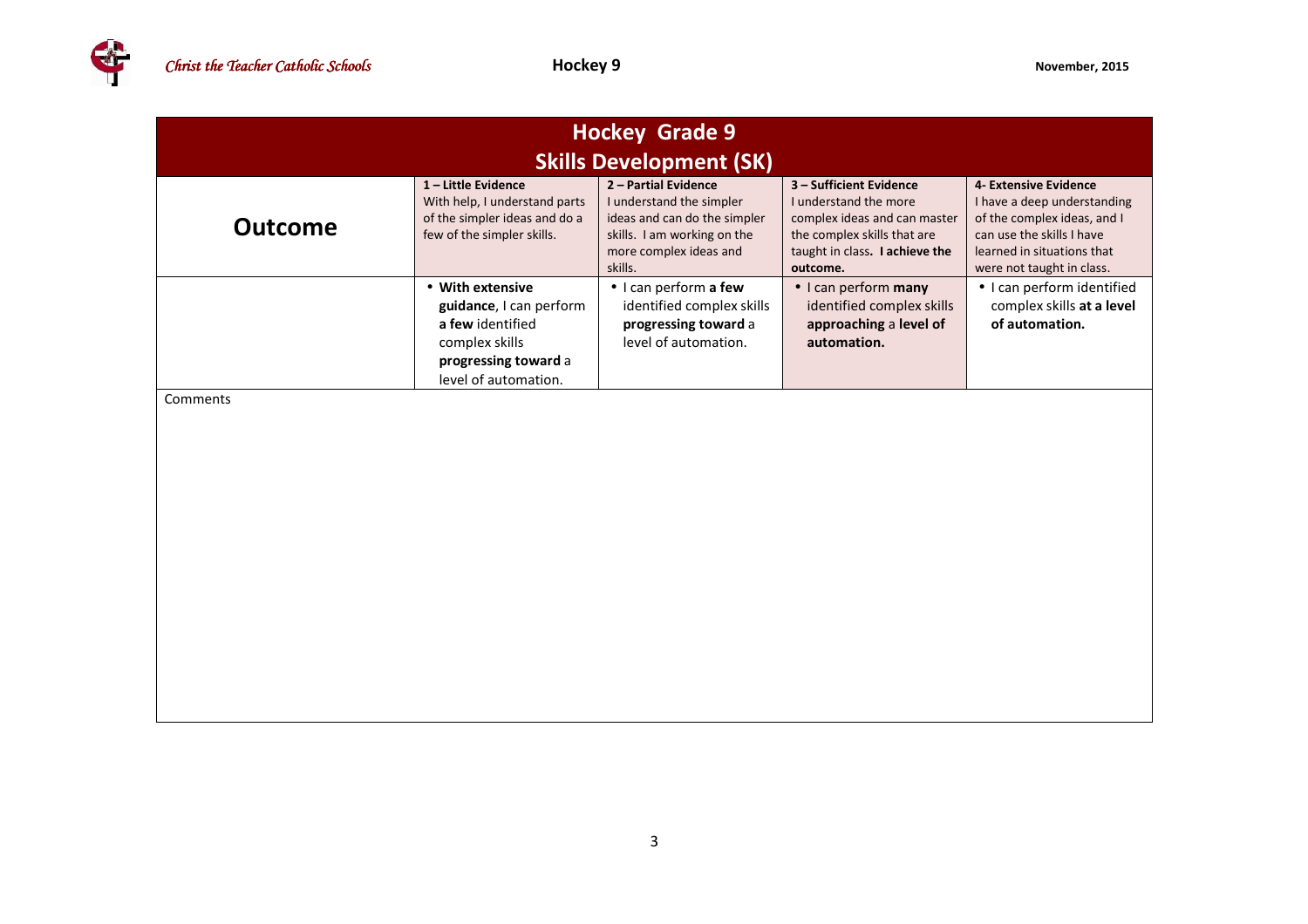# Hockey Grade 9
## Skills Development (SK)

| Outcome | 1 – Little Evidence<br>With help, I understand parts of the simpler ideas and do a few of the simpler skills. | 2 – Partial Evidence<br>I understand the simpler ideas and can do the simpler skills. I am working on the more complex ideas and skills. | 3 – Sufficient Evidence<br>I understand the more complex ideas and can master the complex skills that are taught in class. **I achieve the outcome.** | 4- Extensive Evidence<br>I have a deep understanding of the complex ideas, and I can use the skills I have learned in situations that were not taught in class. |
|---|---|---|---|---|
| | • **With extensive guidance**, I can perform **a few** identified complex skills **progressing toward** a level of automation. | • I can perform **a few** identified complex skills **progressing toward** a level of automation. | • I can perform **many** identified complex skills **approaching** a **level of automation.** | • I can perform identified complex skills **at a level of automation.** |

Comments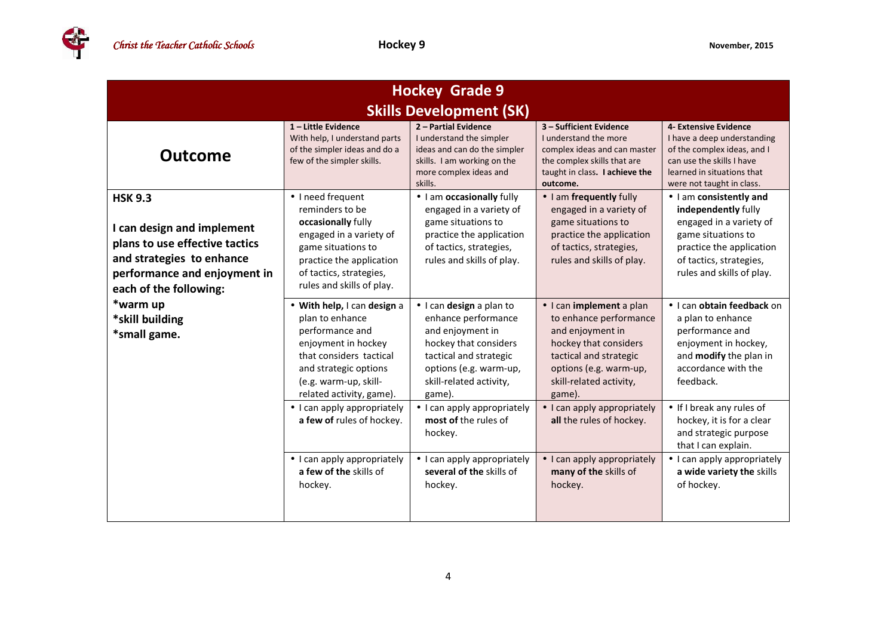## Hockey Grade 9

## Skills Development (SK)

| Outcome | 1 – Little Evidence<br>With help, I understand parts of the simpler ideas and do a few of the simpler skills. | 2 – Partial Evidence<br>I understand the simpler ideas and can do the simpler skills. I am working on the more complex ideas and skills. | 3 – Sufficient Evidence<br>I understand the more complex ideas and can master the complex skills that are taught in class. **I achieve the outcome.** | 4- Extensive Evidence<br>I have a deep understanding of the complex ideas, and I can use the skills I have learned in situations that were not taught in class. |
|---|---|---|---|---|
| **HSK 9.3**<br><br>**I can design and implement plans to use effective tactics and strategies to enhance performance and enjoyment in each of the following:**<br>**\*warm up**<br>**\*skill building**<br>**\*small game.** | • I need frequent reminders to be **occasionally** fully engaged in a variety of game situations to practice the application of tactics, strategies, rules and skills of play. | • I am **occasionally** fully engaged in a variety of game situations to practice the application of tactics, strategies, rules and skills of play. | • I am **frequently** fully engaged in a variety of game situations to practice the application of tactics, strategies, rules and skills of play. | • I am **consistently and independently** fully engaged in a variety of game situations to practice the application of tactics, strategies, rules and skills of play. |
| | • **With help,** I can **design** a plan to enhance performance and enjoyment in hockey that considers tactical and strategic options (e.g. warm-up, skill-related activity, game). | • I can **design** a plan to enhance performance and enjoyment in hockey that considers tactical and strategic options (e.g. warm-up, skill-related activity, game). | • I can **implement** a plan to enhance performance and enjoyment in hockey that considers tactical and strategic options (e.g. warm-up, skill-related activity, game). | • I can **obtain feedback** on a plan to enhance performance and enjoyment in hockey, and **modify** the plan in accordance with the feedback. |
| | • I can apply appropriately **a few of** rules of hockey. | • I can apply appropriately **most of** the rules of hockey. | • I can apply appropriately **all** the rules of hockey. | • If I break any rules of hockey, it is for a clear and strategic purpose that I can explain. |
| | • I can apply appropriately **a few of the** skills of hockey. | • I can apply appropriately **several of the** skills of hockey. | • I can apply appropriately **many of the** skills of hockey. | • I can apply appropriately **a wide variety the** skills of hockey. |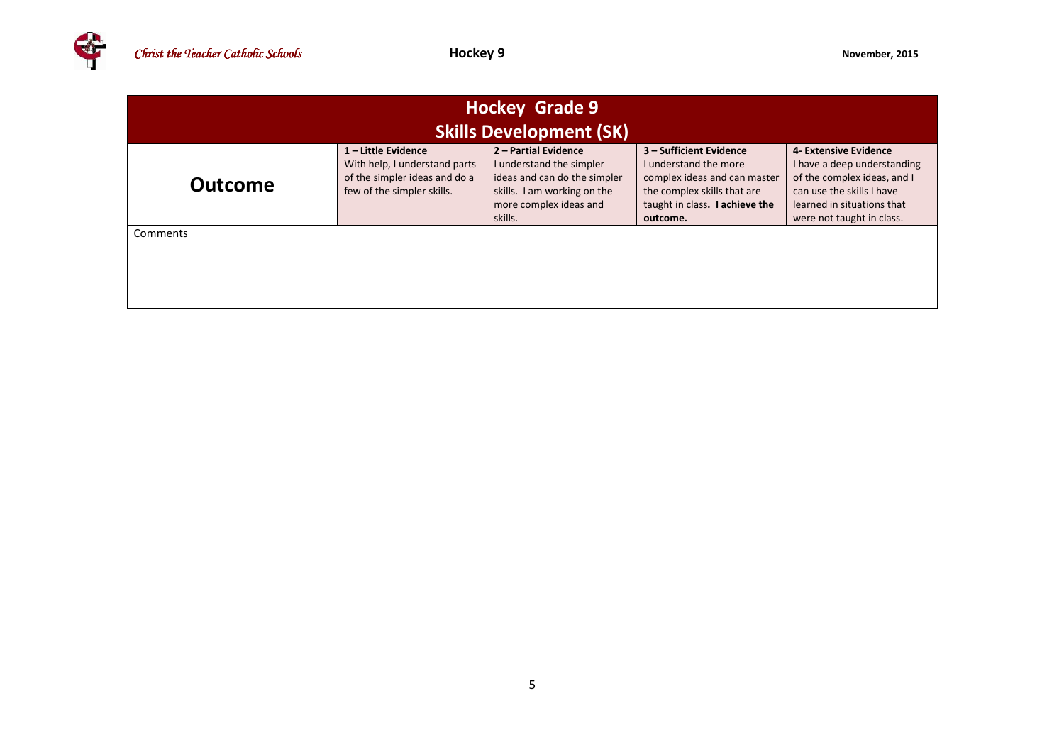| Hockey Grade 9<br>Skills Development (SK) | | | | |
|---|---|---|---|---|
| **Outcome** | **1 – Little Evidence**<br>With help, I understand parts of the simpler ideas and do a few of the simpler skills. | **2 – Partial Evidence**<br>I understand the simpler ideas and can do the simpler skills. I am working on the more complex ideas and skills. | **3 – Sufficient Evidence**<br>I understand the more complex ideas and can master the complex skills that are taught in class. **I achieve the outcome.** | **4- Extensive Evidence**<br>I have a deep understanding of the complex ideas, and I can use the skills I have learned in situations that were not taught in class. |
| Comments | | | | |